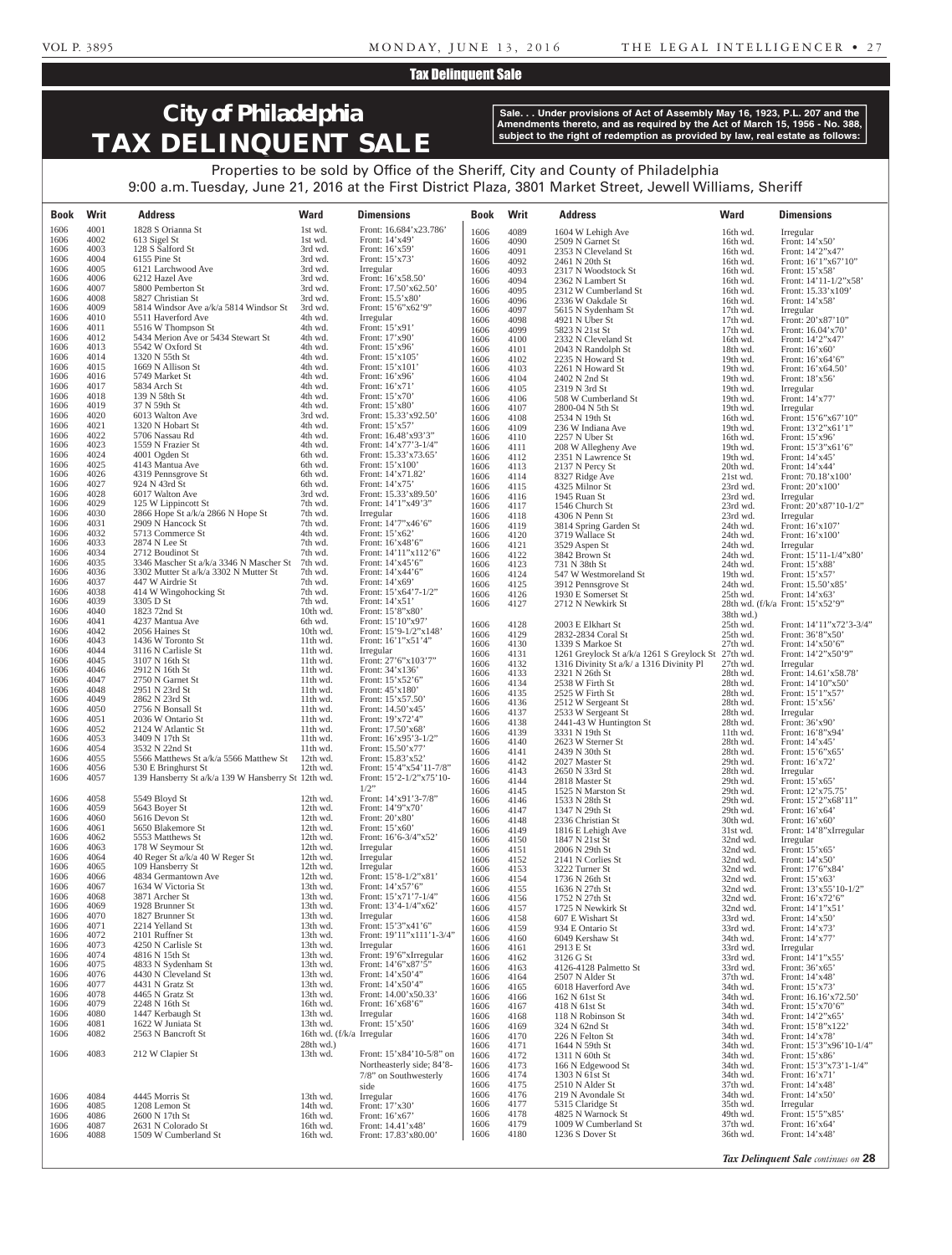## Tax Delinquent Sale

# City of Philadelphia TAX DELINQUENT SALE

**Sale. . . Under provisions of Act of Assembly May 16, 1923, P.L. 207 and the Amendments thereto, and as required by the Act of March 15, 1956 - No. 388, subject to the right of redemption as provided by law, real estate as follows:**

Properties to be sold by Office of the Sheriff, City and County of Philadelphia
9:00 a.m. Tuesday, June 21, 2016 at the First District Plaza, 3801 Market Street, Jewell Williams, Sheriff

| Book | Writ | Address | Ward | Dimensions |
|---|---|---|---|---|
| 1606 | 4001 | 1828 S Orianna St | 1st wd. | Front: 16.684'x23.786' |
| 1606 | 4002 | 613 Sigel St | 1st wd. | Front: 14'x49' |
| 1606 | 4003 | 128 S Salford St | 3rd wd. | Front: 16'x59' |
| 1606 | 4004 | 6155 Pine St | 3rd wd. | Front: 15'x73' |
| 1606 | 4005 | 6121 Larchwood Ave | 3rd wd. | Irregular |
| 1606 | 4006 | 6212 Hazel Ave | 3rd wd. | Front: 16'x58.50' |
| 1606 | 4007 | 5800 Pemberton St | 3rd wd. | Front: 17.50'x62.50' |
| 1606 | 4008 | 5827 Christian St | 3rd wd. | Front: 15.5'x80' |
| 1606 | 4009 | 5814 Windsor Ave a/k/a 5814 Windsor St | 3rd wd. | Front: 15'6"x62'9" |
| 1606 | 4010 | 5511 Haverford Ave | 4th wd. | Irregular |
| 1606 | 4011 | 5516 W Thompson St | 4th wd. | Front: 15'x91' |
| 1606 | 4012 | 5434 Merion Ave or 5434 Stewart St | 4th wd. | Front: 17'x90' |
| 1606 | 4013 | 5542 W Oxford St | 4th wd. | Front: 15'x96' |
| 1606 | 4014 | 1320 N 55th St | 4th wd. | Front: 15'x105' |
| 1606 | 4015 | 1669 N Allison St | 4th wd. | Front: 15'x101' |
| 1606 | 4016 | 5749 Market St | 4th wd. | Front: 16'x96' |
| 1606 | 4017 | 5834 Arch St | 4th wd. | Front: 16'x71' |
| 1606 | 4018 | 139 N 58th St | 4th wd. | Front: 15'x70' |
| 1606 | 4019 | 37 N 59th St | 4th wd. | Front: 15'x80' |
| 1606 | 4020 | 6013 Walton Ave | 3rd wd. | Front: 15.33'x92.50' |
| 1606 | 4021 | 1320 N Hobart St | 4th wd. | Front: 15'x57' |
| 1606 | 4022 | 5706 Nassau Rd | 4th wd. | Front: 16.48'x93'3" |
| 1606 | 4023 | 1559 N Frazier St | 4th wd. | Front: 14'x77'3-1/4" |
| 1606 | 4024 | 4001 Ogden St | 6th wd. | Front: 15.33'x73.65' |
| 1606 | 4025 | 4143 Mantua Ave | 6th wd. | Front: 15'x100' |
| 1606 | 4026 | 4319 Pennsgrove St | 6th wd. | Front: 14'x71.82' |
| 1606 | 4027 | 924 N 43rd St | 6th wd. | Front: 14'x75' |
| 1606 | 4028 | 6017 Walton Ave | 3rd wd. | Front: 15.33'x89.50' |
| 1606 | 4029 | 125 W Lippincott St | 7th wd. | Front: 14'1"x49'3" |
| 1606 | 4030 | 2866 Hope St a/k/a 2866 N Hope St | 7th wd. | Irregular |
| 1606 | 4031 | 2909 N Hancock St | 7th wd. | Front: 14'7"x46'6" |
| 1606 | 4032 | 5713 Commerce St | 4th wd. | Front: 15'x62' |
| 1606 | 4033 | 2874 N Lee St | 7th wd. | Front: 16'x48'6" |
| 1606 | 4034 | 2712 Boudinot St | 7th wd. | Front: 14'11"x112'6" |
| 1606 | 4035 | 3346 Mascher St a/k/a 3346 N Mascher St | 7th wd. | Front: 14'x45'6" |
| 1606 | 4036 | 3302 Mutter St a/k/a 3302 N Mutter St | 7th wd. | Front: 14'x44'6" |
| 1606 | 4037 | 447 W Airdrie St | 7th wd. | Front: 14'x69' |
| 1606 | 4038 | 414 W Wingohocking St | 7th wd. | Front: 15'x64'7-1/2" |
| 1606 | 4039 | 3305 D St | 7th wd. | Front: 14'x51' |
| 1606 | 4040 | 1823 72nd St | 10th wd. | Front: 15'8"x80' |
| 1606 | 4041 | 4237 Mantua Ave | 6th wd. | Front: 15'10"x97' |
| 1606 | 4042 | 2056 Haines St | 10th wd. | Front: 15'9-1/2"x148' |
| 1606 | 4043 | 1436 W Toronto St | 11th wd. | Front: 16'1"x51'4" |
| 1606 | 4044 | 3116 N Carlisle St | 11th wd. | Irregular |
| 1606 | 4045 | 3107 N 16th St | 11th wd. | Front: 27'6"x103'7" |
| 1606 | 4046 | 2912 N 16th St | 11th wd. | Front: 34'x136' |
| 1606 | 4047 | 2750 N Garnet St | 11th wd. | Front: 15'x52'6" |
| 1606 | 4048 | 2951 N 23rd St | 11th wd. | Front: 45'x180' |
| 1606 | 4049 | 2862 N 23rd St | 11th wd. | Front: 15'x57.50' |
| 1606 | 4050 | 2756 N Bonsall St | 11th wd. | Front: 14.50'x45' |
| 1606 | 4051 | 2036 W Ontario St | 11th wd. | Front: 19'x72'4" |
| 1606 | 4052 | 2124 W Atlantic St | 11th wd. | Front: 17.50'x68' |
| 1606 | 4053 | 3409 N 17th St | 11th wd. | Front: 16'x95'3-1/2" |
| 1606 | 4054 | 3532 N 22nd St | 11th wd. | Front: 15.50'x77' |
| 1606 | 4055 | 5566 Matthews St a/k/a 5566 Matthew St | 12th wd. | Front: 15.83'x52' |
| 1606 | 4056 | 530 E Bringhurst St | 12th wd. | Front: 15'4"x54'11-7/8" |
| 1606 | 4057 | 139 Hansberry St a/k/a 139 W Hansberry St | 12th wd. | Front: 15'2-1/2"x75'10-1/2" |
| 1606 | 4058 | 5549 Bloyd St | 12th wd. | Front: 14'x91'3-7/8" |
| 1606 | 4059 | 5643 Boyer St | 12th wd. | Front: 14'9"x70' |
| 1606 | 4060 | 5616 Devon St | 12th wd. | Front: 20'x80' |
| 1606 | 4061 | 5650 Blakemore St | 12th wd. | Front: 15'x60' |
| 1606 | 4062 | 5553 Matthews St | 12th wd. | Front: 16'6-3/4"x52' |
| 1606 | 4063 | 178 W Seymour St | 12th wd. | Irregular |
| 1606 | 4064 | 40 Reger St a/k/a 40 W Reger St | 12th wd. | Irregular |
| 1606 | 4065 | 109 Hansberry St | 12th wd. | Irregular |
| 1606 | 4066 | 4834 Germantown Ave | 12th wd. | Front: 15'8-1/2"x81' |
| 1606 | 4067 | 1634 W Victoria St | 13th wd. | Front: 14'x57'6" |
| 1606 | 4068 | 3871 Archer St | 13th wd. | Front: 15'x71'7-1/4" |
| 1606 | 4069 | 1928 Brunner St | 13th wd. | Front: 13'4-1/4"x62' |
| 1606 | 4070 | 1827 Brunner St | 13th wd. | Irregular |
| 1606 | 4071 | 2214 Yelland St | 13th wd. | Front: 15'3"x41'6" |
| 1606 | 4072 | 2101 Ruffner St | 13th wd. | Front: 19'11"x111'1-3/4" |
| 1606 | 4073 | 4250 N Carlisle St | 13th wd. | Irregular |
| 1606 | 4074 | 4816 N 15th St | 13th wd. | Front: 19'6"xIrregular |
| 1606 | 4075 | 4833 N Sydenham St | 13th wd. | Front: 14'6"x87'5" |
| 1606 | 4076 | 4430 N Cleveland St | 13th wd. | Front: 14'x50'4" |
| 1606 | 4077 | 4431 N Gratz St | 13th wd. | Front: 14'x50'4" |
| 1606 | 4078 | 4465 N Gratz St | 13th wd. | Front: 14.00'x50.33' |
| 1606 | 4079 | 2248 N 16th St | 16th wd. | Front: 16'x68'6" |
| 1606 | 4080 | 1447 Kerbaugh St | 13th wd. | Irregular |
| 1606 | 4081 | 1622 W Juniata St | 13th wd. | Front: 15'x50' |
| 1606 | 4082 | 2563 N Bancroft St | 16th wd. (f/k/a 28th wd.) | Irregular |
| 1606 | 4083 | 212 W Clapier St | 13th wd. | Front: 15'x84'10-5/8" on Northeasterly side; 84'8-7/8" on Southwesterly side |
| 1606 | 4084 | 4445 Morris St | 13th wd. | Irregular |
| 1606 | 4085 | 1208 Lemon St | 14th wd. | Front: 17'x30' |
| 1606 | 4086 | 2600 N 17th St | 16th wd. | Front: 16'x67' |
| 1606 | 4087 | 2631 N Colorado St | 16th wd. | Front: 14.41'x48' |
| 1606 | 4088 | 1509 W Cumberland St | 16th wd. | Front: 17.83'x80.00' |
| 1606 | 4089 | 1604 W Lehigh Ave | 16th wd. | Irregular |
| 1606 | 4090 | 2509 N Garnet St | 16th wd. | Front: 14'x50' |
| 1606 | 4091 | 2353 N Cleveland St | 16th wd. | Front: 14'2"x47' |
| 1606 | 4092 | 2461 N 20th St | 16th wd. | Front: 16'1"x67'10" |
| 1606 | 4093 | 2317 N Woodstock St | 16th wd. | Front: 15'x58' |
| 1606 | 4094 | 2362 N Lambert St | 16th wd. | Front: 14'11-1/2"x58' |
| 1606 | 4095 | 2312 W Cumberland St | 16th wd. | Front: 15.33'x109' |
| 1606 | 4096 | 2336 W Oakdale St | 16th wd. | Front: 14'x58' |
| 1606 | 4097 | 5615 N Sydenham St | 17th wd. | Irregular |
| 1606 | 4098 | 4921 N Uber St | 17th wd. | Front: 20'x87'10" |
| 1606 | 4099 | 5823 N 21st St | 17th wd. | Front: 16.04'x70' |
| 1606 | 4100 | 2332 N Cleveland St | 16th wd. | Front: 14'2"x47' |
| 1606 | 4101 | 2043 N Randolph St | 18th wd. | Front: 16'x60' |
| 1606 | 4102 | 2235 N Howard St | 19th wd. | Front: 14'x64'6" |
| 1606 | 4103 | 2261 N Howard St | 19th wd. | Front: 16'x64.50' |
| 1606 | 4104 | 2402 N 2nd St | 19th wd. | Front: 18'x56' |
| 1606 | 4105 | 2319 N 3rd St | 19th wd. | Irregular |
| 1606 | 4106 | 508 W Cumberland St | 19th wd. | Front: 14'x77' |
| 1606 | 4107 | 2800-04 N 5th St | 19th wd. | Irregular |
| 1606 | 4108 | 2534 N 19th St | 16th wd. | Front: 15'6"x67'10" |
| 1606 | 4109 | 236 W Indiana Ave | 19th wd. | Front: 13'2"x61'1" |
| 1606 | 4110 | 2257 N Uber St | 16th wd. | Front: 15'x96' |
| 1606 | 4111 | 208 W Allegheny Ave | 19th wd. | Front: 15'3"x61'6" |
| 1606 | 4112 | 2351 N Lawrence St | 19th wd. | Front: 14'x45' |
| 1606 | 4113 | 2137 N Percy St | 20th wd. | Front: 14'x44' |
| 1606 | 4114 | 8327 Ridge Ave | 21st wd. | Front: 70.18'x100' |
| 1606 | 4115 | 4325 Milnor St | 23rd wd. | Front: 20'x100' |
| 1606 | 4116 | 1945 Ruan St | 23rd wd. | Irregular |
| 1606 | 4117 | 1546 Church St | 23rd wd. | Front: 20'x87'10-1/2" |
| 1606 | 4118 | 4306 N Penn St | 23rd wd. | Irregular |
| 1606 | 4119 | 3814 Spring Garden St | 24th wd. | Front: 16'x107' |
| 1606 | 4120 | 3719 Wallace St | 24th wd. | Front: 16'x100' |
| 1606 | 4121 | 3529 Aspen St | 24th wd. | Irregular |
| 1606 | 4122 | 3842 Brown St | 24th wd. | Front: 15'11-1/4"x80' |
| 1606 | 4123 | 731 N 38th St | 24th wd. | Front: 15'x88' |
| 1606 | 4124 | 547 W Westmoreland St | 19th wd. | Front: 15'x57' |
| 1606 | 4125 | 3912 Pennsgrove St | 24th wd. | Front: 15.50'x85' |
| 1606 | 4126 | 1930 E Somerset St | 25th wd. | Front: 14'x63' |
| 1606 | 4127 | 2712 N Newkirk St | 28th wd. (f/k/a 38th wd.) | Front: 15'x52'9" |
| 1606 | 4128 | 2003 E Elkhart St | 25th wd. | Front: 14'11"x72'3-3/4" |
| 1606 | 4129 | 2832-2834 Coral St | 25th wd. | Front: 36'8"x50' |
| 1606 | 4130 | 1339 S Markoe St | 27th wd. | Front: 14'x50'6" |
| 1606 | 4131 | 1261 Greylock St a/k/a 1261 S Greylock St | 27th wd. | Front: 14'2"x50'9" |
| 1606 | 4132 | 1316 Divinity St a/k/ a 1316 Divinity Pl | 27th wd. | Irregular |
| 1606 | 4133 | 2321 N 26th St | 28th wd. | Front: 14.61'x58.78' |
| 1606 | 4134 | 2538 W Firth St | 28th wd. | Front: 14'10"x50' |
| 1606 | 4135 | 2525 W Firth St | 28th wd. | Front: 15'1"x57' |
| 1606 | 4136 | 2512 W Sergeant St | 28th wd. | Front: 15'x56' |
| 1606 | 4137 | 2533 W Sergeant St | 28th wd. | Irregular |
| 1606 | 4138 | 2441-43 W Huntington St | 28th wd. | Front: 36'x90' |
| 1606 | 4139 | 3331 N 19th St | 11th wd. | Front: 16'8"x94' |
| 1606 | 4140 | 2623 W Sterner St | 28th wd. | Front: 14'x45' |
| 1606 | 4141 | 2439 N 30th St | 28th wd. | Front: 15'6"x65' |
| 1606 | 4142 | 2027 Master St | 29th wd. | Front: 16'x72' |
| 1606 | 4143 | 2650 N 33rd St | 28th wd. | Irregular |
| 1606 | 4144 | 2818 Master St | 29th wd. | Front: 15'x65' |
| 1606 | 4145 | 1525 N Marston St | 29th wd. | Front: 12'x75.75' |
| 1606 | 4146 | 1533 N 28th St | 29th wd. | Front: 15'2"x68'11" |
| 1606 | 4147 | 1347 N 29th St | 29th wd. | Front: 16'x64' |
| 1606 | 4148 | 2336 Christian St | 30th wd. | Front: 16'x60' |
| 1606 | 4149 | 1816 E Lehigh Ave | 31st wd. | Front: 14'8"xIrregular |
| 1606 | 4150 | 1847 N 21st St | 32nd wd. | Irregular |
| 1606 | 4151 | 2006 N 29th St | 32nd wd. | Front: 15'x65' |
| 1606 | 4152 | 2141 N Corlies St | 32nd wd. | Front: 14'x50' |
| 1606 | 4153 | 3222 Turner St | 32nd wd. | Front: 17'6"x84' |
| 1606 | 4154 | 1736 N 26th St | 32nd wd. | Front: 15'x63' |
| 1606 | 4155 | 1636 N 27th St | 32nd wd. | Front: 13'x55'10-1/2" |
| 1606 | 4156 | 1752 N 27th St | 32nd wd. | Front: 16'x72'6" |
| 1606 | 4157 | 1725 N Newkirk St | 32nd wd. | Front: 14'1"x51' |
| 1606 | 4158 | 607 E Wishart St | 33rd wd. | Front: 14'x50' |
| 1606 | 4159 | 934 E Ontario St | 33rd wd. | Front: 14'x73' |
| 1606 | 4160 | 6049 Kershaw St | 34th wd. | Front: 14'x77' |
| 1606 | 4161 | 2913 E St | 33rd wd. | Irregular |
| 1606 | 4162 | 3126 G St | 33rd wd. | Front: 14'1"x55' |
| 1606 | 4163 | 4126-4128 Palmetto St | 33rd wd. | Front: 36'x65' |
| 1606 | 4164 | 2507 N Alder St | 37th wd. | Front: 14'x48' |
| 1606 | 4165 | 6018 Haverford Ave | 34th wd. | Front: 15'x73' |
| 1606 | 4166 | 162 N 61st St | 34th wd. | Front: 16.16'x72.50' |
| 1606 | 4167 | 418 N 61st St | 34th wd. | Front: 15'x70'6" |
| 1606 | 4168 | 118 N Robinson St | 34th wd. | Front: 14'2"x65' |
| 1606 | 4169 | 324 N 62nd St | 34th wd. | Front: 15'8"x122' |
| 1606 | 4170 | 226 N Felton St | 34th wd. | Front: 14'x78' |
| 1606 | 4171 | 1644 N 59th St | 34th wd. | Front: 15'3"x96'10-1/4" |
| 1606 | 4172 | 1311 N 60th St | 34th wd. | Front: 15'x86' |
| 1606 | 4173 | 166 N Edgewood St | 34th wd. | Front: 15'3"x73'1-1/4" |
| 1606 | 4174 | 1303 N 61st St | 34th wd. | Front: 16'x71' |
| 1606 | 4175 | 2510 N Alder St | 37th wd. | Front: 14'x48' |
| 1606 | 4176 | 219 N Avondale St | 34th wd. | Front: 14'x50' |
| 1606 | 4177 | 5315 Claridge St | 35th wd. | Irregular |
| 1606 | 4178 | 4825 N Warnock St | 49th wd. | Front: 15'5"x85' |
| 1606 | 4179 | 1009 W Cumberland St | 37th wd. | Front: 16'x64' |
| 1606 | 4180 | 1236 S Dover St | 36th wd. | Front: 14'x48' |

*Tax Delinquent Sale continues on* **28**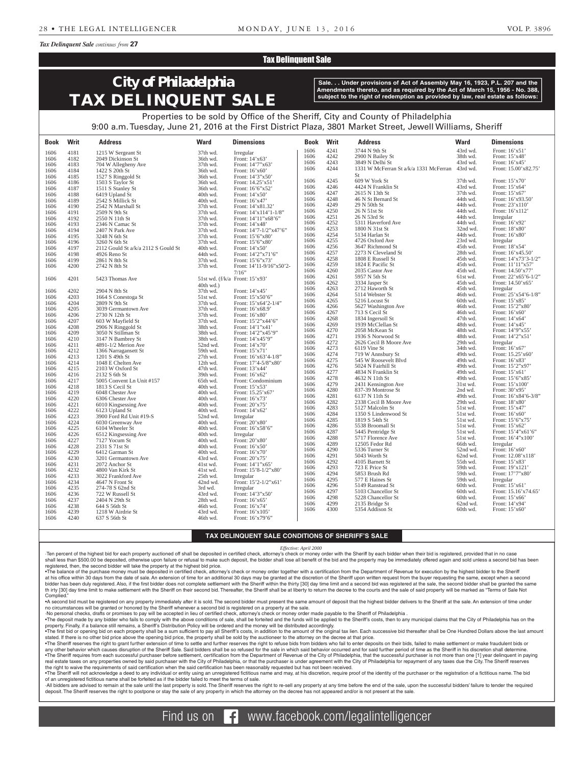*Tax Delinquent Sale continues from* **27**

## Tax Delinquent Sale

# City of Philadelphia TAX DELINQUENT SALE

**Sale. . . Under provisions of Act of Assembly May 16, 1923, P.L. 207 and the Amendments thereto, and as required by the Act of March 15, 1956 - No. 388, subject to the right of redemption as provided by law, real estate as follows:**

Properties to be sold by Office of the Sheriff, City and County of Philadelphia
9:00 a.m. Tuesday, June 21, 2016 at the First District Plaza, 3801 Market Street, Jewell Williams, Sheriff

| Book | Writ | Address | Ward | Dimensions |
|---|---|---|---|---|
| 1606 | 4181 | 1215 W Sergeant St | 37th wd. | Irregular |
| 1606 | 4182 | 2049 Dickinson St | 36th wd. | Front: 14'x63' |
| 1606 | 4183 | 704 W Allegheny Ave | 37th wd. | Front: 14'7"x63' |
| 1606 | 4184 | 1422 S 20th St | 36th wd. | Front: 16'x60' |
| 1606 | 4185 | 1527 S Ringgold St | 36th wd. | Front: 14'3"x50' |
| 1606 | 4186 | 1503 S Taylor St | 36th wd. | Front: 14.25'x51' |
| 1606 | 4187 | 1511 S Stanley St | 36th wd. | Front: 16'6"x52' |
| 1606 | 4188 | 6419 Upland St | 40th wd. | Front: 14'x50' |
| 1606 | 4189 | 2542 S Millick St | 40th wd. | Front: 16'x47' |
| 1606 | 4190 | 2542 N Marshall St | 37th wd. | Front: 14'x81.32' |
| 1606 | 4191 | 2509 N 9th St | 37th wd. | Front: 14'x114'1-1/8" |
| 1606 | 4192 | 2550 N 11th St | 37th wd. | Front: 14'11"x68'6" |
| 1606 | 4193 | 2346 N Camac St | 37th wd. | Front: 14'x48' |
| 1606 | 4194 | 2407 N Park Ave | 37th wd. | Front: 14'7-1/2"x47'6" |
| 1606 | 4195 | 3248 N 6th St | 37th wd. | Front: 15'6"x80' |
| 1606 | 4196 | 3260 N 6th St | 37th wd. | Front: 15'6"x80' |
| 1606 | 4197 | 2112 Gould St a/k/a 2112 S Gould St | 40th wd. | Front: 14'x50' |
| 1606 | 4198 | 4926 Reno St | 44th wd. | Front: 14'2"x71'6" |
| 1606 | 4199 | 2861 N 8th St | 37th wd. | Front: 15'6"x73' |
| 1606 | 4200 | 2742 N 8th St | 37th wd. | Front: 14'11-9/16"x50'2-7/16" |
| 1606 | 4201 | 5423 Thomas Ave | 51st wd. (f/k/a 40th wd.) | Front: 15'x93' |
| 1606 | 4202 | 2904 N 8th St | 37th wd. | Front: 14'x45' |
| 1606 | 4203 | 1664 S Conestoga St | 51st wd. | Front: 15'x50'6" |
| 1606 | 4204 | 2809 N 9th St | 37th wd. | Front: 15'x64'2-1/4" |
| 1606 | 4205 | 3039 Germantown Ave | 37th wd. | Front: 16'x68.9' |
| 1606 | 4206 | 2730 N 12th St | 37th wd. | Front: 16'x80' |
| 1606 | 4207 | 603 W Mayfield St | 37th wd. | Front: 15'2"x44'6" |
| 1606 | 4208 | 2906 N Ringgold St | 38th wd. | Front: 14'1"x41' |
| 1606 | 4209 | 3050 N Stillman St | 38th wd. | Front: 14'2"x45'9" |
| 1606 | 4210 | 3147 N Bambrey St | 38th wd. | Front: 14'x45'9" |
| 1606 | 4211 | 4891-1/2 Merion Ave | 52nd wd. | Front: 14'x70' |
| 1606 | 4212 | 1366 Narragansett St | 59th wd. | Front: 15'x71' |
| 1606 | 4213 | 1201 S 49th St | 27th wd. | Front: 16'x63'4-1/8" |
| 1606 | 4214 | 1048 E Chelten Ave | 12th wd. | Front: 17'4-5/8"x80' |
| 1606 | 4215 | 2103 W Oxford St | 47th wd. | Front: 13'x44' |
| 1606 | 4216 | 2132 S 6th St | 39th wd. | Front: 16'x62' |
| 1606 | 4217 | 5005 Convent Ln Unit #157 | 65th wd. | Front: Condominium |
| 1606 | 4218 | 1813 S Cecil St | 40th wd. | Front: 15'x53' |
| 1606 | 4219 | 6048 Chester Ave | 40th wd. | Front: 15.25'x67' |
| 1606 | 4220 | 6306 Chester Ave | 40th wd. | Front: 16'x73' |
| 1606 | 4221 | 6010 Kingsessing Ave | 40th wd. | Front: 20'x75' |
| 1606 | 4222 | 6123 Upland St | 40th wd. | Front: 14'x62' |
| 1606 | 4223 | 3900 Ford Rd Unit #19-S | 52nd wd. | Irregular |
| 1606 | 4224 | 6030 Greenway Ave | 40th wd. | Front: 20'x80' |
| 1606 | 4225 | 6104 Wheeler St | 40th wd. | Front: 16'x58'6" |
| 1606 | 4226 | 6512 Kingsessing Ave | 40th wd. | Irregular |
| 1606 | 4227 | 7127 Yocum St | 40th wd. | Front: 20'x80' |
| 1606 | 4228 | 2331 S 71st St | 40th wd. | Front: 16'x50' |
| 1606 | 4229 | 6412 Garman St | 40th wd. | Front: 16'x70' |
| 1606 | 4230 | 3201 Germantown Ave | 43rd wd. | Front: 20'x75' |
| 1606 | 4231 | 2072 Anchor St | 41st wd. | Front: 14'1"x65' |
| 1606 | 4232 | 4800 Van Kirk St | 41st wd. | Front: 15'8-1/2"x80' |
| 1606 | 4233 | 3022 Frankford Ave | 25th wd. | Irregular |
| 1606 | 4234 | 4647 N Front St | 42nd wd. | Front: 15'2-1/2"x61' |
| 1606 | 4235 | 274-78 S 62nd St | 3rd wd. | Irregular |
| 1606 | 4236 | 722 W Russell St | 43rd wd. | Front: 14'3"x50' |
| 1606 | 4237 | 2404 N 29th St | 28th wd. | Front: 16'x65' |
| 1606 | 4238 | 644 S 56th St | 46th wd. | Front: 16'x74' |
| 1606 | 4239 | 1218 W Airdrie St | 43rd wd. | Front: 16'x105' |
| 1606 | 4240 | 637 S 56th St | 46th wd. | Front: 16'x79'6" |
| 1606 | 4241 | 3744 N 9th St | 43rd wd. | Front: 16'x51' |
| 1606 | 4242 | 2900 N Bailey St | 38th wd. | Front: 15'x48' |
| 1606 | 4243 | 3849 N Delhi St | 43rd wd. | Front: 16'x45' |
| 1606 | 4244 | 1331 W McFerran St a/k/a 1331 McFerran St | 43rd wd. | Front: 15.00'x82.75' |
| 1606 | 4245 | 609 W York St | 37th wd. | Front: 15'x70' |
| 1606 | 4246 | 4424 N Franklin St | 43rd wd. | Front: 15'x64' |
| 1606 | 4247 | 2615 N 13th St | 37th wd. | Front: 15'x67' |
| 1606 | 4248 | 46 N St Bernard St | 44th wd. | Front: 16'x93.50' |
| 1606 | 4249 | 29 N 50th St | 44th wd. | Front: 23'x110' |
| 1606 | 4250 | 26 N 51st St | 44th wd. | Front: 16'x112' |
| 1606 | 4251 | 26 N 53rd St | 44th wd. | Irregular |
| 1606 | 4252 | 5311 Haverford Ave | 44th wd. | Front: 16'x92' |
| 1606 | 4253 | 1800 N 31st St | 32nd wd. | Front: 18'x80' |
| 1606 | 4254 | 5134 Harlan St | 44th wd. | Front: 16'x80' |
| 1606 | 4255 | 4726 Oxford Ave | 23rd wd. | Irregular |
| 1606 | 4256 | 3647 Richmond St | 45th wd. | Front: 18'x54' |
| 1606 | 4257 | 2273 N Cleveland St | 28th wd. | Front: 16'x45.50' |
| 1606 | 4258 | 1808 E Russell St | 45th wd. | Front: 14'x73'3-1/2" |
| 1606 | 4259 | 1824 E Pacific St | 45th wd. | Front: 11'11"x57' |
| 1606 | 4260 | 2035 Castor Ave | 45th wd. | Front: 14.50'x77' |
| 1606 | 4261 | 5957 N 5th St | 61st wd. | Front: 22'x65'6-1/2" |
| 1606 | 4262 | 3334 Jasper St | 45th wd. | Front: 14.50'x65' |
| 1606 | 4263 | 2712 Haworth St | 45th wd. | Irregular |
| 1606 | 4264 | 5114 Webster St | 46th wd. | Front: 25'x54'6-1/8" |
| 1606 | 4265 | 5216 Locust St | 60th wd. | Front: 15'x85' |
| 1606 | 4266 | 5627 Washington Ave | 46th wd. | Front: 15'2"x80' |
| 1606 | 4267 | 713 S Cecil St | 46th wd. | Front: 16'x60' |
| 1606 | 4268 | 1834 Ingersoll St | 47th wd. | Front: 14'x64' |
| 1606 | 4269 | 1939 McClellan St | 48th wd. | Front: 14'x45' |
| 1606 | 4270 | 2058 McKean St | 48th wd. | Front: 14'9"x55' |
| 1606 | 4271 | 1936 S Norwood St | 48th wd. | Front: 14'2"x51' |
| 1606 | 4272 | 2626 Cecil B Moore Ave | 29th wd. | Irregular |
| 1606 | 4273 | 6119 Vine St | 34th wd. | Front: 16'x67' |
| 1606 | 4274 | 719 W Annsbury St | 49th wd. | Front: 15.25'x60' |
| 1606 | 4275 | 545 W Roosevelt Blvd | 49th wd. | Front: 16'x83' |
| 1606 | 4276 | 5024 N Fairhill St | 49th wd. | Front: 15'2"x97' |
| 1606 | 4277 | 4834 N Franklin St | 49th wd. | Front: 15'x61' |
| 1606 | 4278 | 4632 N 11th St | 49th wd. | Front: 15'6"x85' |
| 1606 | 4279 | 2431 Kensington Ave | 31st wd. | Front: 15'x100' |
| 1606 | 4280 | 837-39 Montrose St | 2nd wd. | Front: 30'x95' |
| 1606 | 4281 | 6137 N 11th St | 49th wd. | Front: 16'x84'6-3/8" |
| 1606 | 4282 | 2338 Cecil B Moore Ave | 29th wd. | Front: 18'x80' |
| 1606 | 4283 | 5127 Malcolm St | 51st wd. | Front: 15'x47' |
| 1606 | 4284 | 1350 S Lindenwood St | 51st wd. | Front: 16'x60' |
| 1606 | 4285 | 1819 S 54th St | 51st wd. | Front: 15'6"x75' |
| 1606 | 4286 | 5538 Broomall St | 51st wd. | Front: 15'x62' |
| 1606 | 4287 | 5445 Pentridge St | 51st wd. | Front: 15'4"x61'6" |
| 1606 | 4288 | 5717 Florence Ave | 51st wd. | Front: 16'4"x100' |
| 1606 | 4289 | 12505 Fedor Rd | 66th wd. | Irregular |
| 1606 | 4290 | 5336 Turner St | 52nd wd. | Front: 16'x60' |
| 1606 | 4291 | 5043 Worth St | 62nd wd. | Front: 12.08'x118' |
| 1606 | 4292 | 4105 Barnett St | 55th wd. | Front: 15'x83' |
| 1606 | 4293 | 723 E Price St | 59th wd. | Front: 19'x121' |
| 1606 | 4294 | 5853 Brush Rd | 59th wd. | Front: 17'7"x80' |
| 1606 | 4295 | 577 E Haines St | 59th wd. | Irregular |
| 1606 | 4296 | 5149 Ranstead St | 60th wd. | Front: 15'x61' |
| 1606 | 4297 | 5103 Chancellor St | 60th wd. | Front: 15.16'x74.65' |
| 1606 | 4298 | 5228 Chancellor St | 60th wd. | Front: 15'x66' |
| 1606 | 4299 | 2135 Bridge St | 62nd wd. | Front: 14'x94' |
| 1606 | 4300 | 5354 Addison St | 60th wd. | Front: 15'x60' |

### TAX DELINQUENT SALE CONDITIONS OF SHERIFF'S SALE

*Effective: April 2000*

·Ten percent of the highest bid for each property auctioned off shall be deposited in certified check, attorney's check or money order with the Sheriff by each bidder when their bid is registered, provided that in no case shall less than $500.00 be deposited, otherwise upon failure or refusal to make such deposit, the bidder shall lose all benefit of the bid and the property may be immediately offered again and sold unless a second bid has been registered, then, the second bidder will take the property at the highest bid price.

•The balance of the purchase money must be deposited in certified check, attorney's check or money order together with a certification from the Department of Revenue for execution by the highest bidder to the Sheriff at his office within 30 days from the date of sale. An extension of time for an additional 30 days may be granted at the discretion of the Sheriff upon written request from the buyer requesting the same, except when a second bidder has been duly registered. Also, if the first bidder does not complete settlement with the Sheriff within the thirty [30] day time limit and a second bid was registered at the sale, the second bidder shall be granted the same th irty [30] day time limit to make settlement with the Sheriff on their second bid. Thereafter, the Sheriff shall be at liberty to return the decree to the courts and the sale of said property will be marked as "Terms of Sale Not Complied."

•A second bid must be registered on any property immediately after it is sold. The second bidder must present the same amount of deposit that the highest bidder delivers to the Sheriff at the sale. An extension of time under no circumstances will be granted or honored by the Sheriff whenever a second bid is registered on a property at the sale.

·No personal checks, drafts or promises to pay will be accepted in lieu of certified check, attorney's check or money order made payable to the Sheriff of Philadelphia .

•The deposit made by any bidder who fails to comply with the above conditions of sale, shall be forteited and the funds will be applied to the Sheriff's costs, then to any municipal claims that the City of Philadelphia has on the property. Finally, if a balance still remains, a Sheriff's Distribution Policy will be ordered and the money will be distributed accordingly.

•The first bid or opening bid on each property shall be a sum sufficient to pay all Sheriff's costs, in addition to the amount of the original tax lien. Each successive bid thereafter shall be One Hundred Dollars above the last amount stated. If there is no other bid price above the opening bid price, the property shall be sold by the auctioneer to the attorney on the decree at that price.

•The Sheriff reserves the right to grant further extension of time to settle and further reserves the right to refuse bids from bidders who fail to enter deposits on their bids, failed to make settlement or make fraudulent bids or any other behavior which causes disruption of the Sheriff Sale. Said bidders shall be so refused for the sale in which said behavior occurred and for said further period of time as the Sheriff in his discretion shall determine.

•The Sheriff requires from each successful purchaser before settlement, certification from the Department of Revenue of the City of Philadelphia, that the successful purchaser is not more than one [1] year delinquent in paying real estate taxes on any properties owned by said purchaser with the City of Philadelphia, or that the purchaser is under agreement with the City of Philadelphia for repayment of any taxes due the City. The Sheriff reserves the right to waive the requirements of said certification when the said certification has been reasonably requested but has not been received.

•The Sheriff will not acknowledge a deed to any individual or entity using an unregistered fictitious name and may, at his discretion, require proof of the identity of the purchaser or the registration of a fictitious name. The bid of an unregistered fictitious name shall be forfeited as if the bidder failed to meet the terms of sale.

·All bidders are advised to remain at the sale until the last property is sold. The Sheriff reserves the right to re-sell any property at any time before the end of the sale, upon the successful bidders' failure to tender the required deposit. The Sheriff reserves the right to postpone or stay the sale of any property in which the attorney on the decree has not appeared and/or is not present at the sale.

Find us on www.facebook.com/legalintelligencer